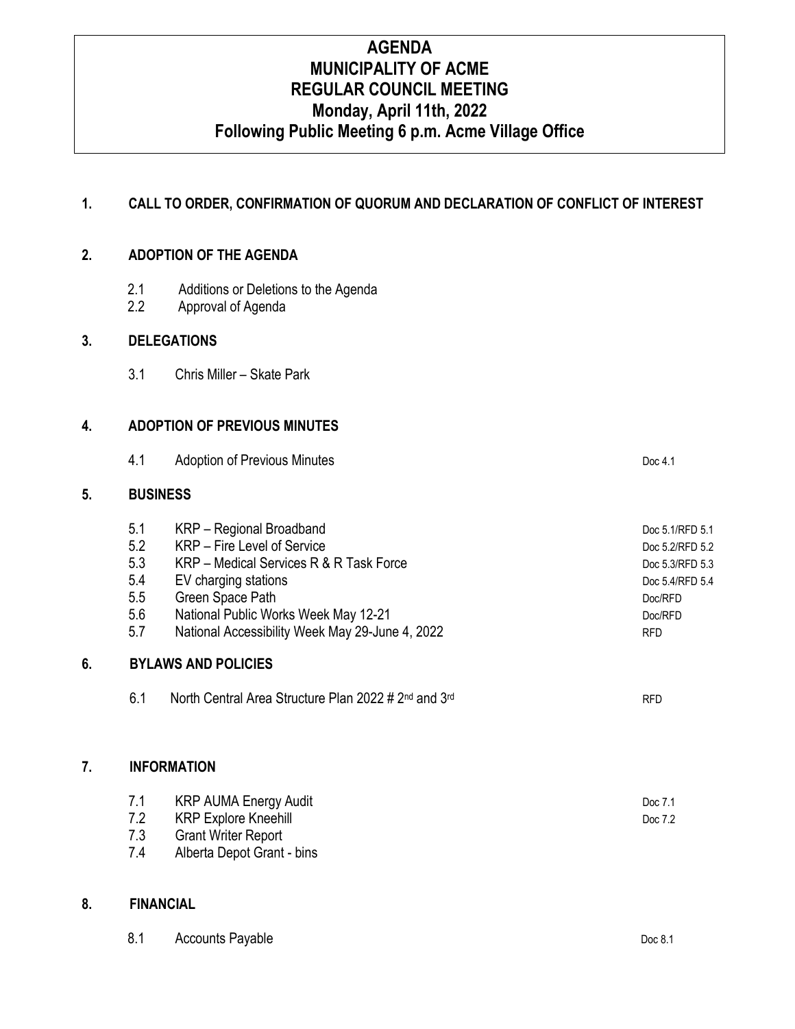# AGENDA
# MUNICIPALITY OF ACME
# REGULAR COUNCIL MEETING
# Monday, April 11th, 2022
# Following Public Meeting 6 p.m. Acme Village Office

## 1. CALL TO ORDER, CONFIRMATION OF QUORUM AND DECLARATION OF CONFLICT OF INTEREST

## 2. ADOPTION OF THE AGENDA

2.1 Additions or Deletions to the Agenda
2.2 Approval of Agenda

## 3. DELEGATIONS

3.1 Chris Miller – Skate Park

## 4. ADOPTION OF PREVIOUS MINUTES

4.1 Adoption of Previous Minutes — Doc 4.1

## 5. BUSINESS

5.1 KRP – Regional Broadband — Doc 5.1/RFD 5.1
5.2 KRP – Fire Level of Service — Doc 5.2/RFD 5.2
5.3 KRP – Medical Services R & R Task Force — Doc 5.3/RFD 5.3
5.4 EV charging stations — Doc 5.4/RFD 5.4
5.5 Green Space Path — Doc/RFD
5.6 National Public Works Week May 12-21 — Doc/RFD
5.7 National Accessibility Week May 29-June 4, 2022 — RFD

## 6. BYLAWS AND POLICIES

6.1 North Central Area Structure Plan 2022 # 2nd and 3rd — RFD

## 7. INFORMATION

7.1 KRP AUMA Energy Audit — Doc 7.1
7.2 KRP Explore Kneehill — Doc 7.2
7.3 Grant Writer Report
7.4 Alberta Depot Grant - bins

## 8. FINANCIAL

8.1 Accounts Payable — Doc 8.1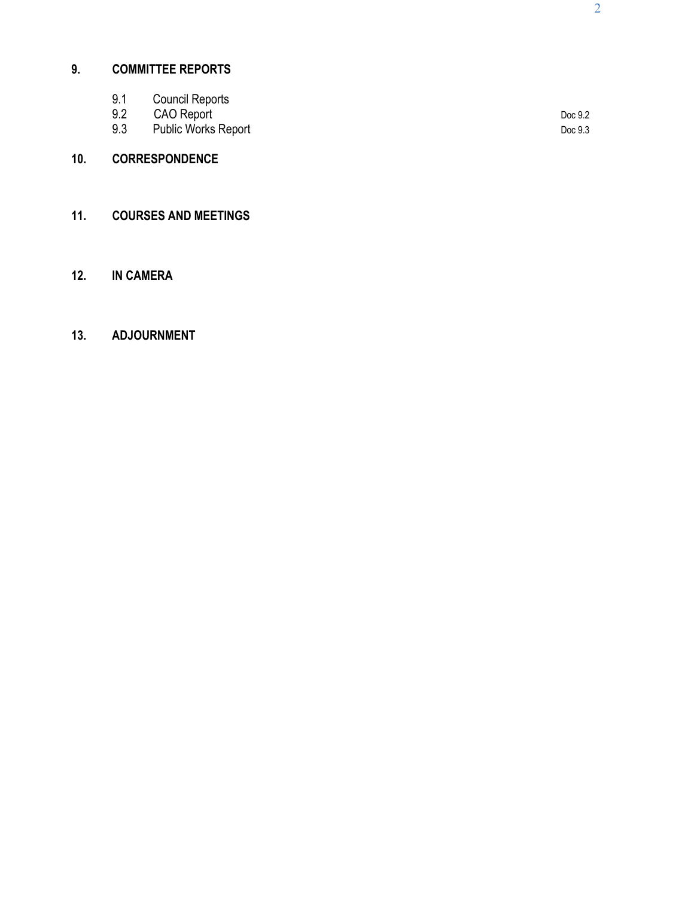## 9. COMMITTEE REPORTS

| | | |
|---|---|---|
| 9.1 | Council Reports | |
| 9.2 | CAO Report | Doc 9.2 |
| 9.3 | Public Works Report | Doc 9.3 |

## 10. CORRESPONDENCE

## 11. COURSES AND MEETINGS

## 12. IN CAMERA

## 13. ADJOURNMENT